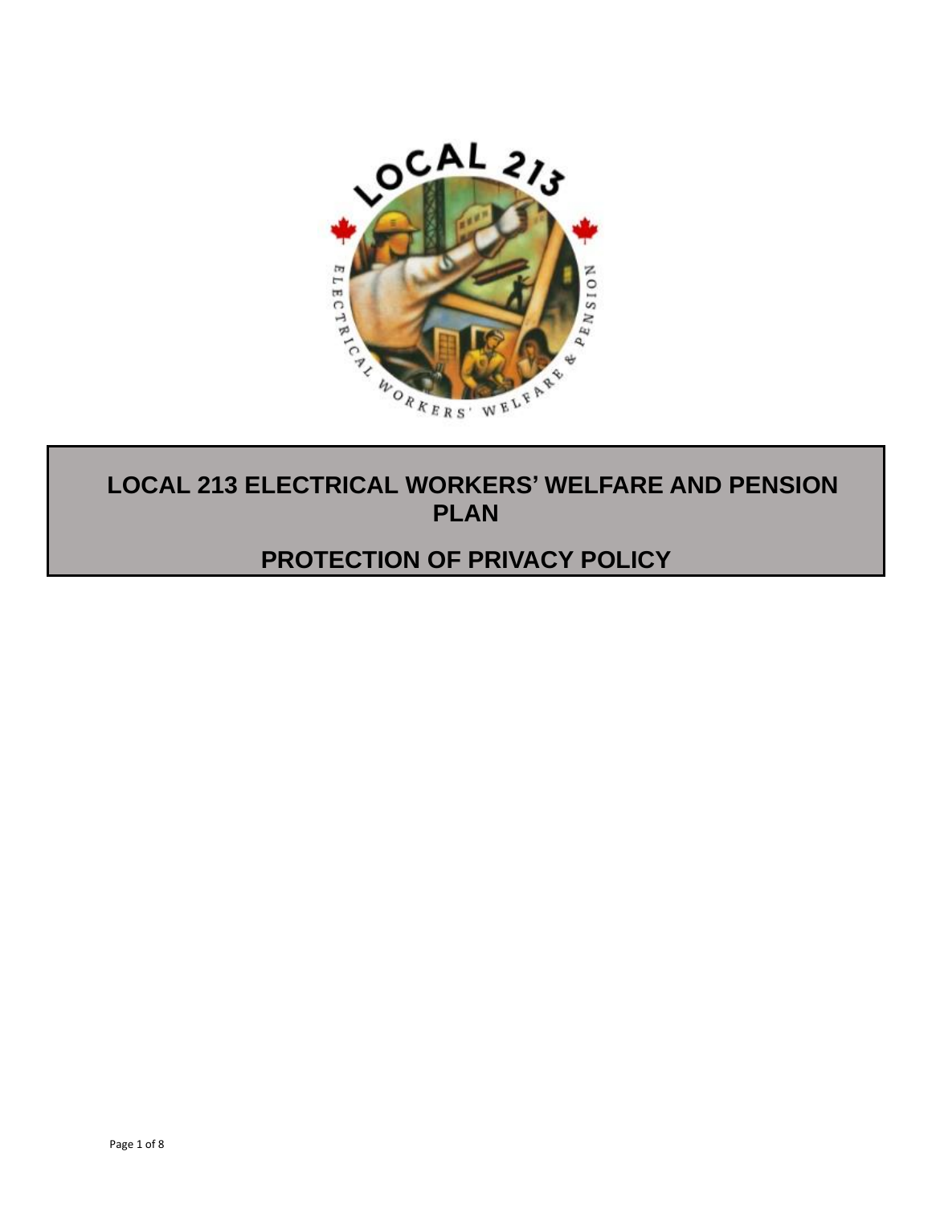# LOCAL 213 ELECTRICAL WORKERS' WELFARE AND PENSION PLAN

# PROTECTION OF PRIVACY POLICY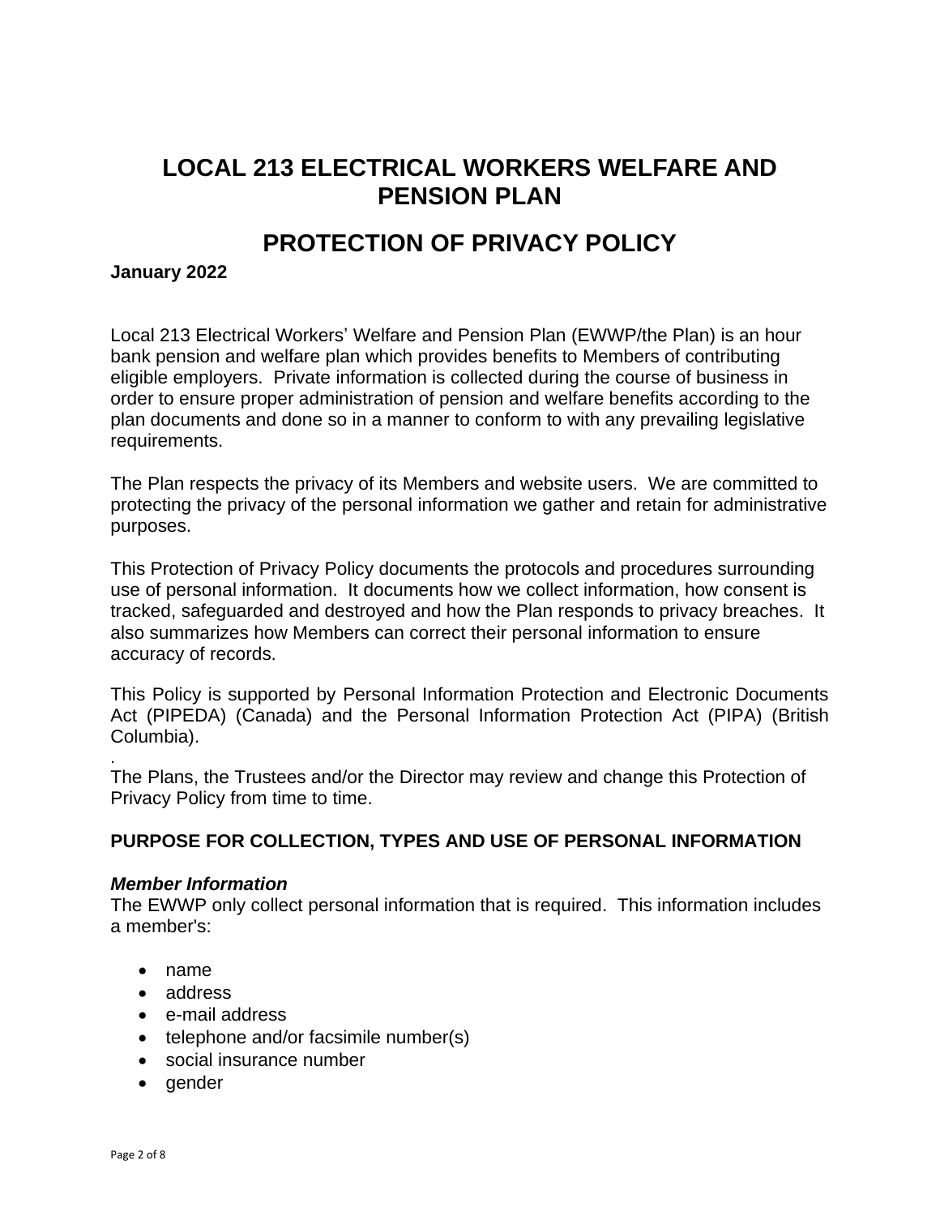# LOCAL 213 ELECTRICAL WORKERS WELFARE AND PENSION PLAN

# PROTECTION OF PRIVACY POLICY

**January 2022**

Local 213 Electrical Workers' Welfare and Pension Plan (EWWP/the Plan) is an hour bank pension and welfare plan which provides benefits to Members of contributing eligible employers. Private information is collected during the course of business in order to ensure proper administration of pension and welfare benefits according to the plan documents and done so in a manner to conform to with any prevailing legislative requirements.

The Plan respects the privacy of its Members and website users. We are committed to protecting the privacy of the personal information we gather and retain for administrative purposes.

This Protection of Privacy Policy documents the protocols and procedures surrounding use of personal information. It documents how we collect information, how consent is tracked, safeguarded and destroyed and how the Plan responds to privacy breaches. It also summarizes how Members can correct their personal information to ensure accuracy of records.

This Policy is supported by Personal Information Protection and Electronic Documents Act (PIPEDA) (Canada) and the Personal Information Protection Act (PIPA) (British Columbia).

.
The Plans, the Trustees and/or the Director may review and change this Protection of Privacy Policy from time to time.

**PURPOSE FOR COLLECTION, TYPES AND USE OF PERSONAL INFORMATION**

***Member Information***

The EWWP only collect personal information that is required. This information includes a member's:

- name
- address
- e-mail address
- telephone and/or facsimile number(s)
- social insurance number
- gender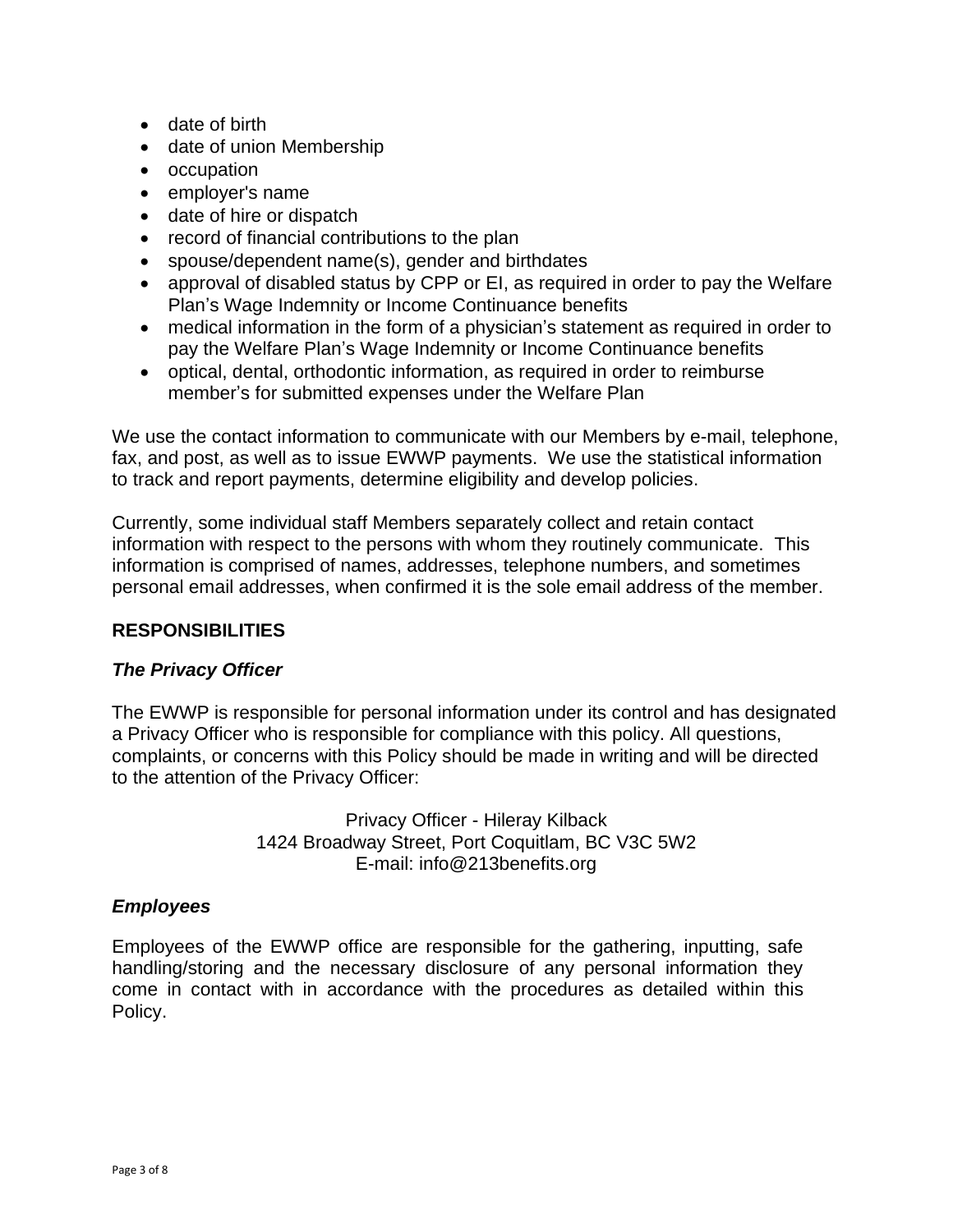- date of birth
- date of union Membership
- occupation
- employer's name
- date of hire or dispatch
- record of financial contributions to the plan
- spouse/dependent name(s), gender and birthdates
- approval of disabled status by CPP or EI, as required in order to pay the Welfare Plan's Wage Indemnity or Income Continuance benefits
- medical information in the form of a physician's statement as required in order to pay the Welfare Plan's Wage Indemnity or Income Continuance benefits
- optical, dental, orthodontic information, as required in order to reimburse member's for submitted expenses under the Welfare Plan

We use the contact information to communicate with our Members by e-mail, telephone, fax, and post, as well as to issue EWWP payments. We use the statistical information to track and report payments, determine eligibility and develop policies.

Currently, some individual staff Members separately collect and retain contact information with respect to the persons with whom they routinely communicate. This information is comprised of names, addresses, telephone numbers, and sometimes personal email addresses, when confirmed it is the sole email address of the member.

## RESPONSIBILITIES

### *The Privacy Officer*

The EWWP is responsible for personal information under its control and has designated a Privacy Officer who is responsible for compliance with this policy. All questions, complaints, or concerns with this Policy should be made in writing and will be directed to the attention of the Privacy Officer:

Privacy Officer - Hileray Kilback
1424 Broadway Street, Port Coquitlam, BC V3C 5W2
E-mail: info@213benefits.org

### *Employees*

Employees of the EWWP office are responsible for the gathering, inputting, safe handling/storing and the necessary disclosure of any personal information they come in contact with in accordance with the procedures as detailed within this Policy.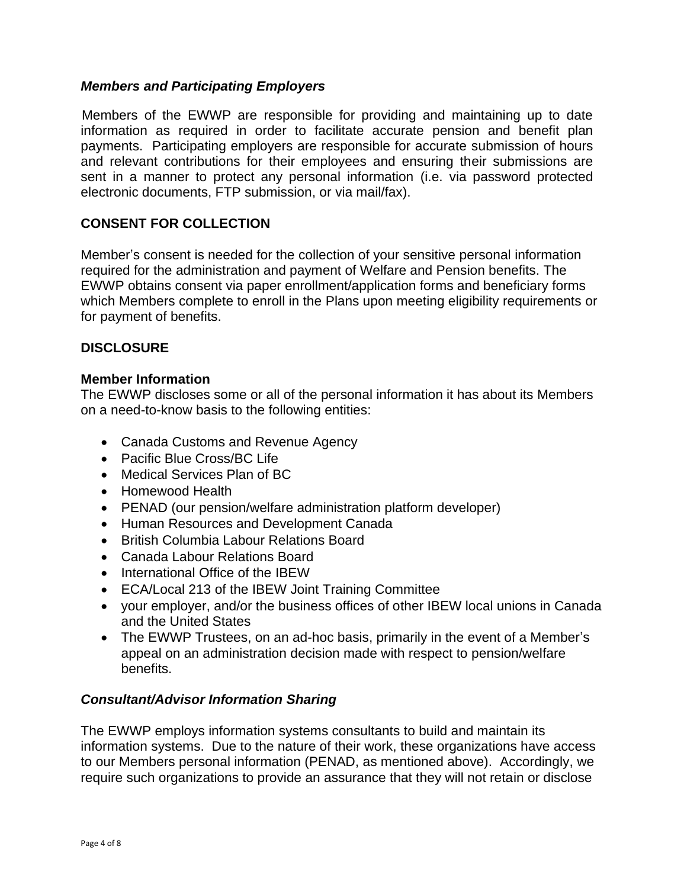### *Members and Participating Employers*

Members of the EWWP are responsible for providing and maintaining up to date information as required in order to facilitate accurate pension and benefit plan payments. Participating employers are responsible for accurate submission of hours and relevant contributions for their employees and ensuring their submissions are sent in a manner to protect any personal information (i.e. via password protected electronic documents, FTP submission, or via mail/fax).

## CONSENT FOR COLLECTION

Member's consent is needed for the collection of your sensitive personal information required for the administration and payment of Welfare and Pension benefits. The EWWP obtains consent via paper enrollment/application forms and beneficiary forms which Members complete to enroll in the Plans upon meeting eligibility requirements or for payment of benefits.

## DISCLOSURE

### Member Information

The EWWP discloses some or all of the personal information it has about its Members on a need-to-know basis to the following entities:

- Canada Customs and Revenue Agency
- Pacific Blue Cross/BC Life
- Medical Services Plan of BC
- Homewood Health
- PENAD (our pension/welfare administration platform developer)
- Human Resources and Development Canada
- British Columbia Labour Relations Board
- Canada Labour Relations Board
- International Office of the IBEW
- ECA/Local 213 of the IBEW Joint Training Committee
- your employer, and/or the business offices of other IBEW local unions in Canada and the United States
- The EWWP Trustees, on an ad-hoc basis, primarily in the event of a Member's appeal on an administration decision made with respect to pension/welfare benefits.

### *Consultant/Advisor Information Sharing*

The EWWP employs information systems consultants to build and maintain its information systems. Due to the nature of their work, these organizations have access to our Members personal information (PENAD, as mentioned above). Accordingly, we require such organizations to provide an assurance that they will not retain or disclose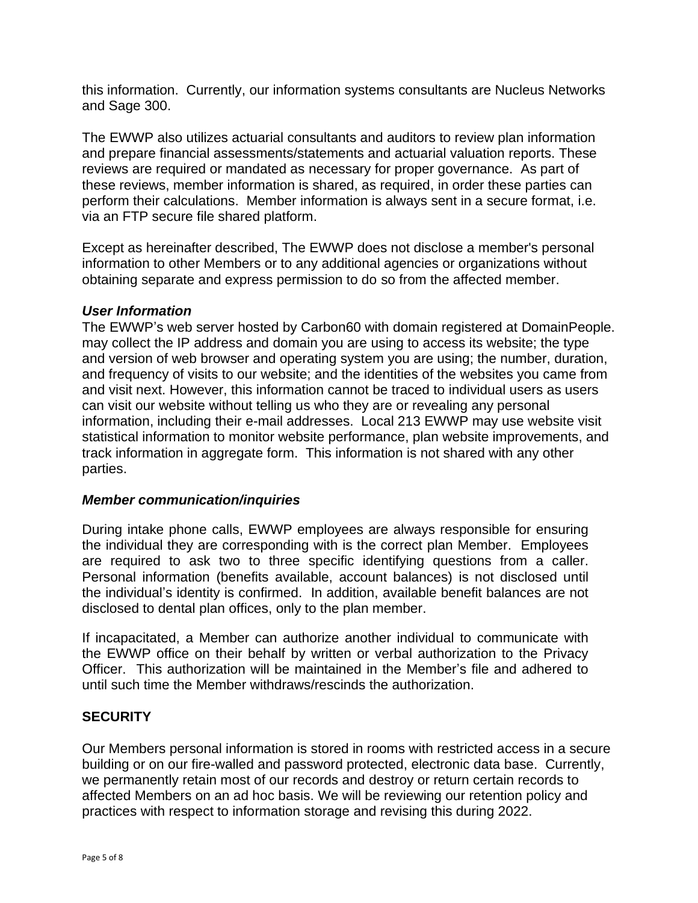this information. Currently, our information systems consultants are Nucleus Networks and Sage 300.

The EWWP also utilizes actuarial consultants and auditors to review plan information and prepare financial assessments/statements and actuarial valuation reports. These reviews are required or mandated as necessary for proper governance. As part of these reviews, member information is shared, as required, in order these parties can perform their calculations. Member information is always sent in a secure format, i.e. via an FTP secure file shared platform.

Except as hereinafter described, The EWWP does not disclose a member's personal information to other Members or to any additional agencies or organizations without obtaining separate and express permission to do so from the affected member.

***User Information***

The EWWP's web server hosted by Carbon60 with domain registered at DomainPeople. may collect the IP address and domain you are using to access its website; the type and version of web browser and operating system you are using; the number, duration, and frequency of visits to our website; and the identities of the websites you came from and visit next. However, this information cannot be traced to individual users as users can visit our website without telling us who they are or revealing any personal information, including their e-mail addresses. Local 213 EWWP may use website visit statistical information to monitor website performance, plan website improvements, and track information in aggregate form. This information is not shared with any other parties.

***Member communication/inquiries***

During intake phone calls, EWWP employees are always responsible for ensuring the individual they are corresponding with is the correct plan Member. Employees are required to ask two to three specific identifying questions from a caller. Personal information (benefits available, account balances) is not disclosed until the individual's identity is confirmed. In addition, available benefit balances are not disclosed to dental plan offices, only to the plan member.

If incapacitated, a Member can authorize another individual to communicate with the EWWP office on their behalf by written or verbal authorization to the Privacy Officer. This authorization will be maintained in the Member's file and adhered to until such time the Member withdraws/rescinds the authorization.

**SECURITY**

Our Members personal information is stored in rooms with restricted access in a secure building or on our fire-walled and password protected, electronic data base. Currently, we permanently retain most of our records and destroy or return certain records to affected Members on an ad hoc basis. We will be reviewing our retention policy and practices with respect to information storage and revising this during 2022.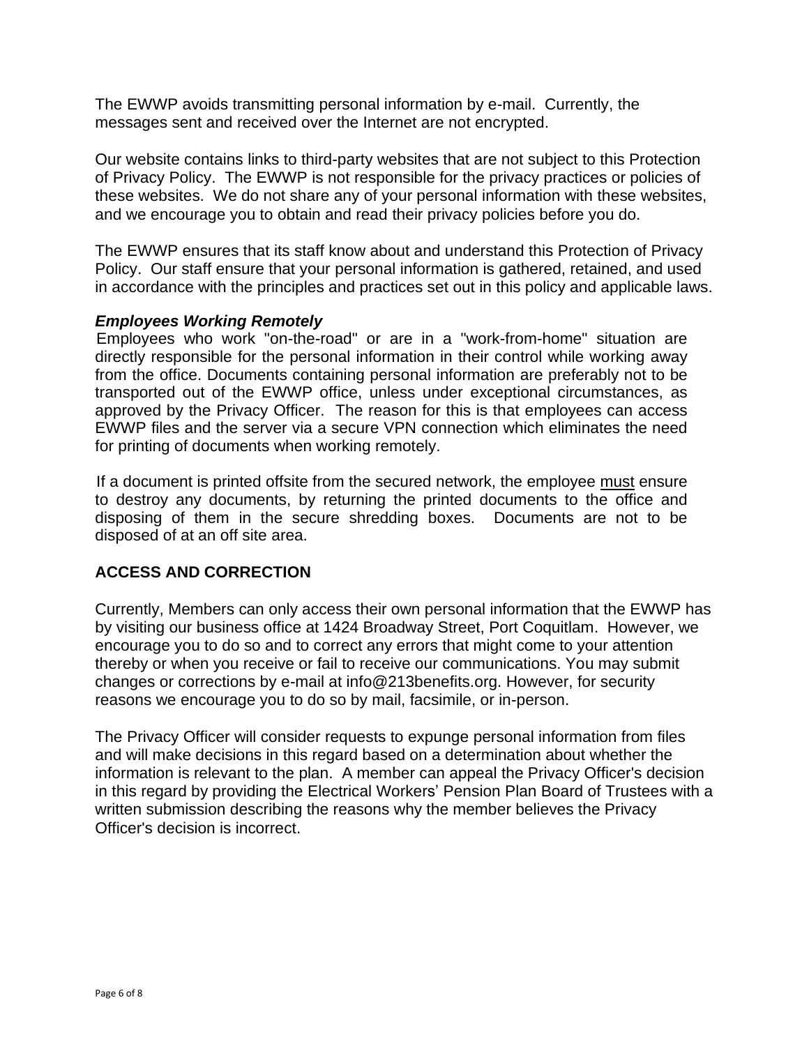The EWWP avoids transmitting personal information by e-mail. Currently, the messages sent and received over the Internet are not encrypted.

Our website contains links to third-party websites that are not subject to this Protection of Privacy Policy. The EWWP is not responsible for the privacy practices or policies of these websites. We do not share any of your personal information with these websites, and we encourage you to obtain and read their privacy policies before you do.

The EWWP ensures that its staff know about and understand this Protection of Privacy Policy. Our staff ensure that your personal information is gathered, retained, and used in accordance with the principles and practices set out in this policy and applicable laws.

***Employees Working Remotely***

Employees who work "on-the-road" or are in a "work-from-home" situation are directly responsible for the personal information in their control while working away from the office. Documents containing personal information are preferably not to be transported out of the EWWP office, unless under exceptional circumstances, as approved by the Privacy Officer. The reason for this is that employees can access EWWP files and the server via a secure VPN connection which eliminates the need for printing of documents when working remotely.

If a document is printed offsite from the secured network, the employee <u>must</u> ensure to destroy any documents, by returning the printed documents to the office and disposing of them in the secure shredding boxes. Documents are not to be disposed of at an off site area.

## ACCESS AND CORRECTION

Currently, Members can only access their own personal information that the EWWP has by visiting our business office at 1424 Broadway Street, Port Coquitlam. However, we encourage you to do so and to correct any errors that might come to your attention thereby or when you receive or fail to receive our communications. You may submit changes or corrections by e-mail at info@213benefits.org. However, for security reasons we encourage you to do so by mail, facsimile, or in-person.

The Privacy Officer will consider requests to expunge personal information from files and will make decisions in this regard based on a determination about whether the information is relevant to the plan. A member can appeal the Privacy Officer's decision in this regard by providing the Electrical Workers' Pension Plan Board of Trustees with a written submission describing the reasons why the member believes the Privacy Officer's decision is incorrect.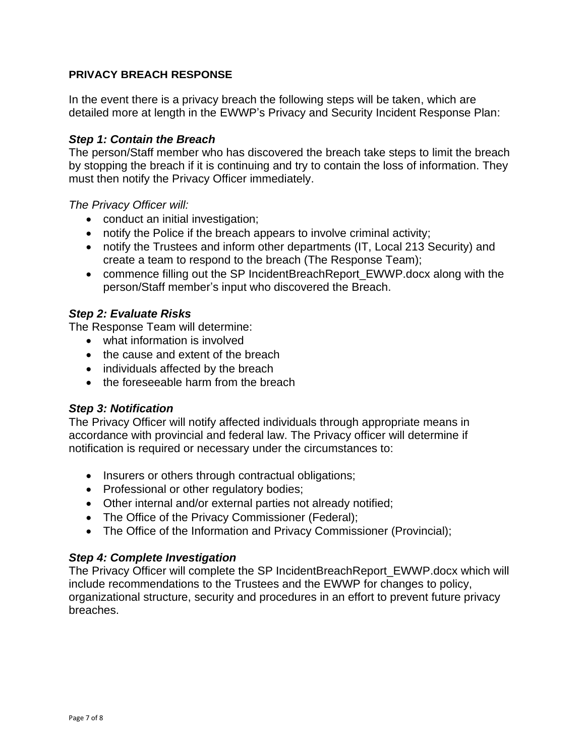## PRIVACY BREACH RESPONSE

In the event there is a privacy breach the following steps will be taken, which are detailed more at length in the EWWP's Privacy and Security Incident Response Plan:

### *Step 1: Contain the Breach*

The person/Staff member who has discovered the breach take steps to limit the breach by stopping the breach if it is continuing and try to contain the loss of information. They must then notify the Privacy Officer immediately.

*The Privacy Officer will:*

- conduct an initial investigation;
- notify the Police if the breach appears to involve criminal activity;
- notify the Trustees and inform other departments (IT, Local 213 Security) and create a team to respond to the breach (The Response Team);
- commence filling out the SP IncidentBreachReport_EWWP.docx along with the person/Staff member's input who discovered the Breach.

### *Step 2: Evaluate Risks*

The Response Team will determine:

- what information is involved
- the cause and extent of the breach
- individuals affected by the breach
- the foreseeable harm from the breach

### *Step 3: Notification*

The Privacy Officer will notify affected individuals through appropriate means in accordance with provincial and federal law. The Privacy officer will determine if notification is required or necessary under the circumstances to:

- Insurers or others through contractual obligations;
- Professional or other regulatory bodies;
- Other internal and/or external parties not already notified;
- The Office of the Privacy Commissioner (Federal);
- The Office of the Information and Privacy Commissioner (Provincial);

### *Step 4: Complete Investigation*

The Privacy Officer will complete the SP IncidentBreachReport_EWWP.docx which will include recommendations to the Trustees and the EWWP for changes to policy, organizational structure, security and procedures in an effort to prevent future privacy breaches.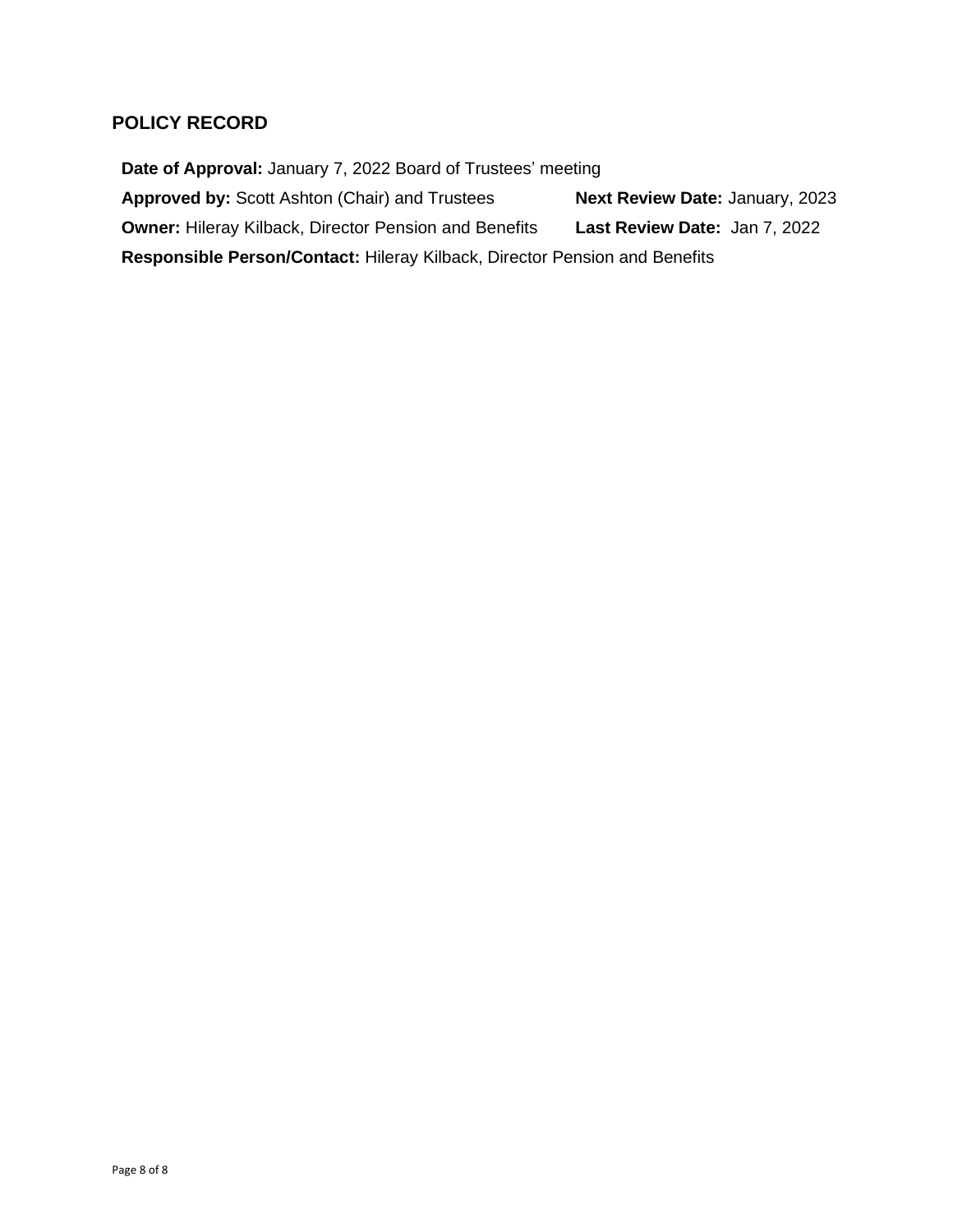## POLICY RECORD

**Date of Approval:** January 7, 2022 Board of Trustees' meeting

**Approved by:** Scott Ashton (Chair) and Trustees

**Next Review Date:** January, 2023

**Owner:** Hileray Kilback, Director Pension and Benefits

**Last Review Date:** Jan 7, 2022

**Responsible Person/Contact:** Hileray Kilback, Director Pension and Benefits